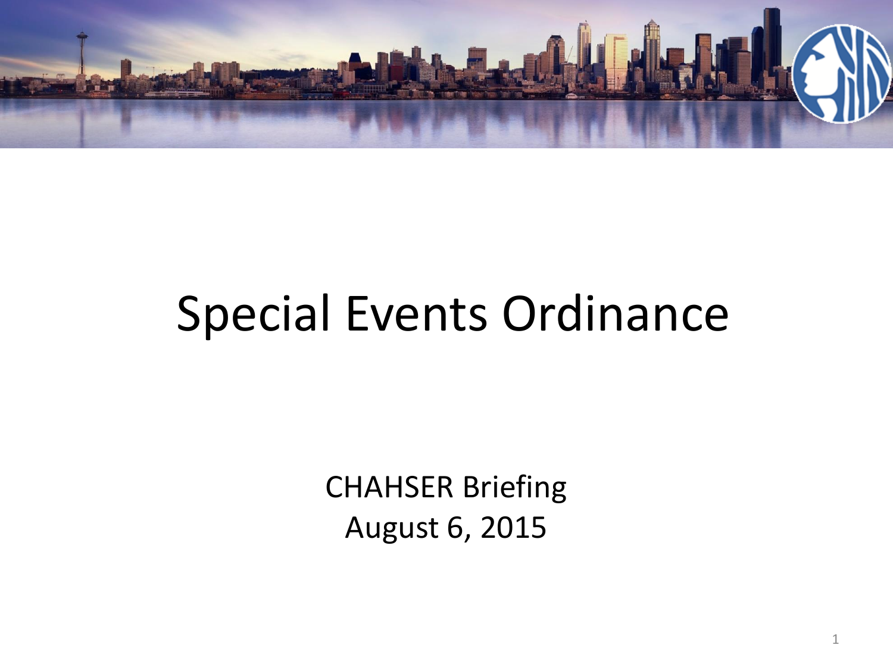# Special Events Ordinance

CHAHSER Briefing
August 6, 2015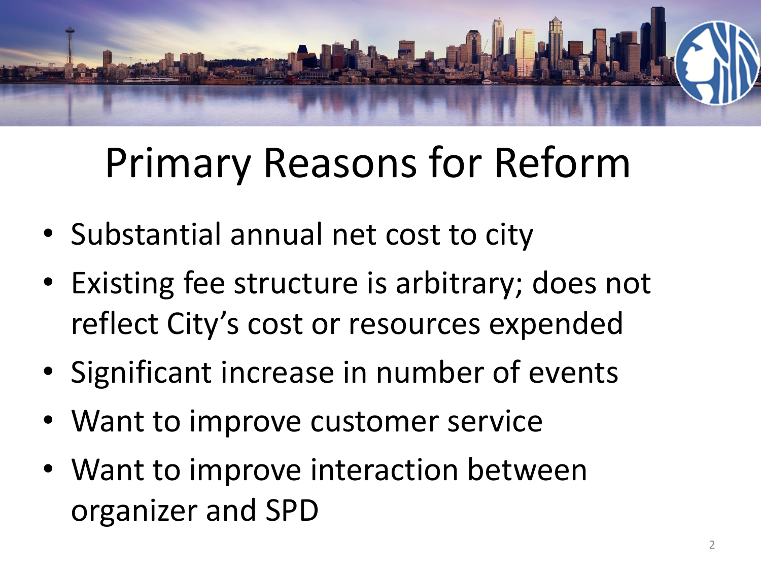# Primary Reasons for Reform

- Substantial annual net cost to city
- Existing fee structure is arbitrary; does not reflect City's cost or resources expended
- Significant increase in number of events
- Want to improve customer service
- Want to improve interaction between organizer and SPD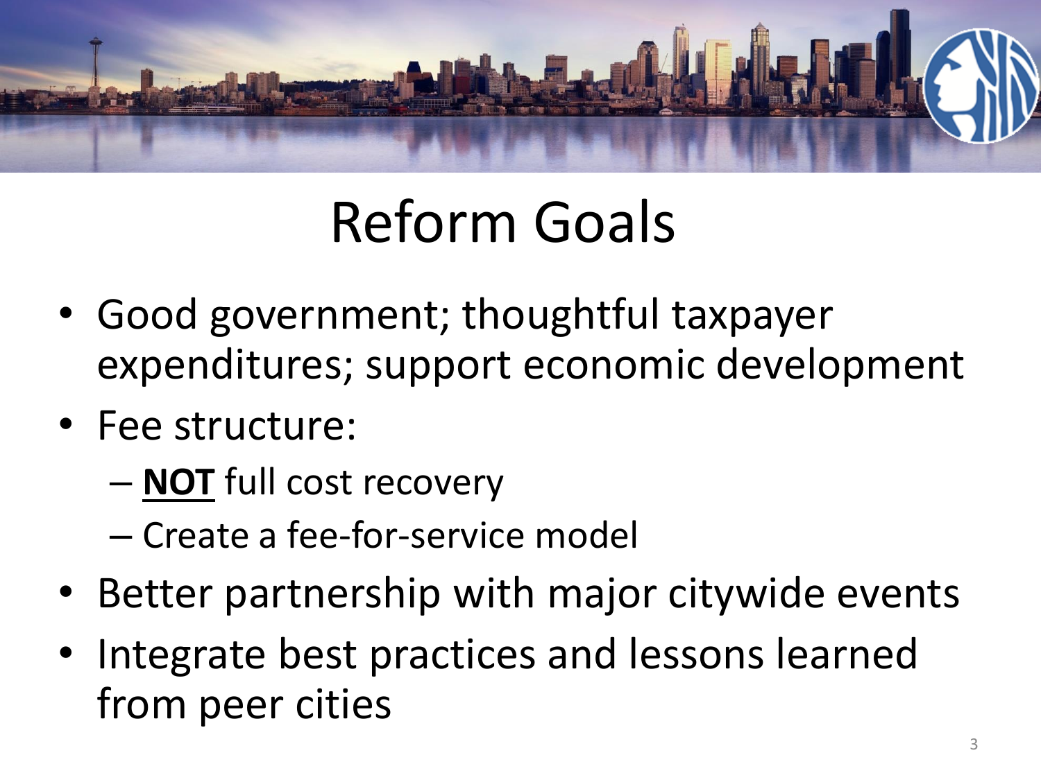# Reform Goals

- Good government; thoughtful taxpayer expenditures; support economic development
- Fee structure:
  - **NOT** full cost recovery
  - Create a fee-for-service model
- Better partnership with major citywide events
- Integrate best practices and lessons learned from peer cities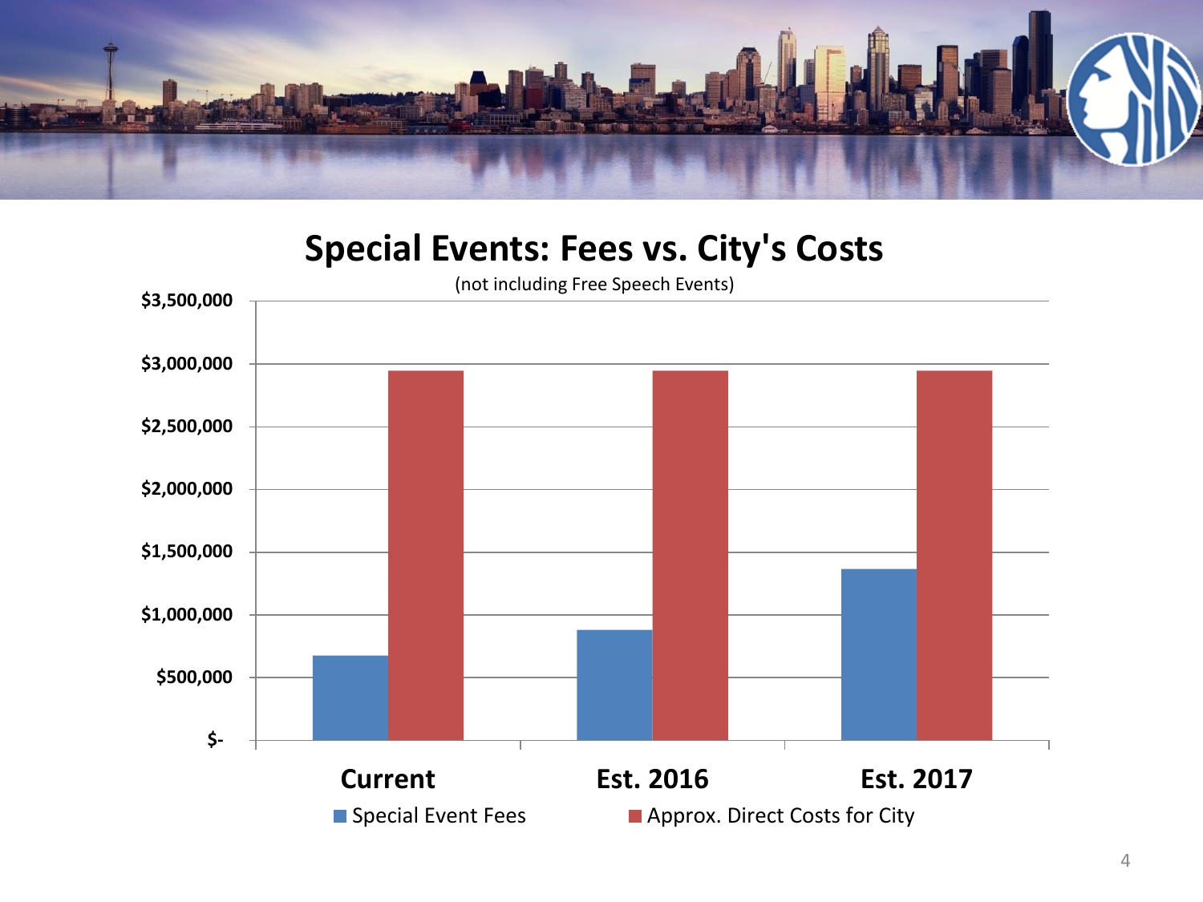## Special Events: Fees vs. City's Costs

(not including Free Speech Events)

$3,500,000
$3,000,000
$2,500,000
$2,000,000
$1,500,000
$1,000,000
$500,000
$-

Current | Est. 2016 | Est. 2017

Special Event Fees | Approx. Direct Costs for City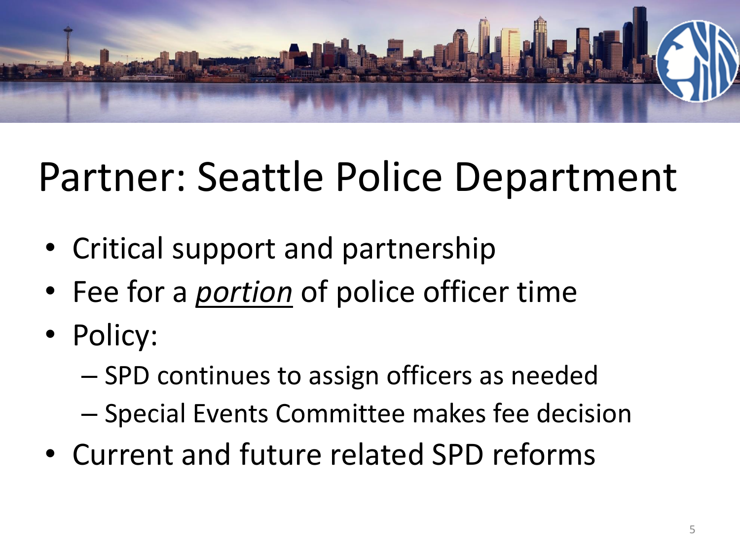# Partner: Seattle Police Department

- Critical support and partnership
- Fee for a ***portion*** of police officer time
- Policy:
  - SPD continues to assign officers as needed
  - Special Events Committee makes fee decision
- Current and future related SPD reforms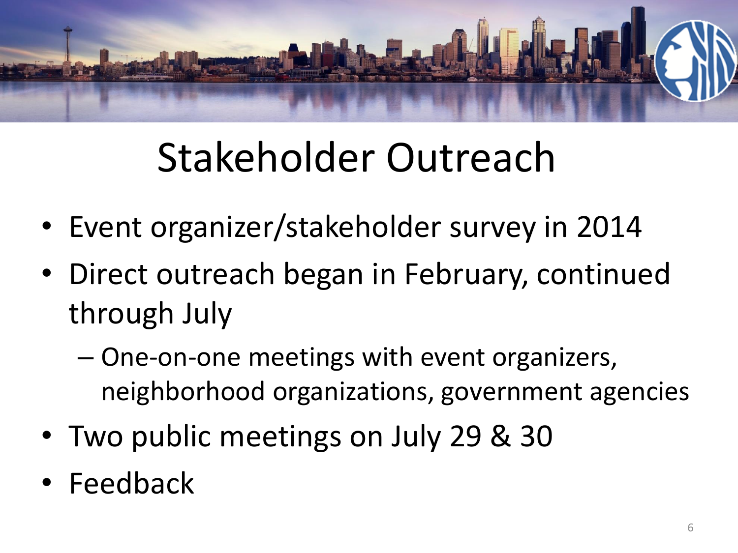# Stakeholder Outreach

- Event organizer/stakeholder survey in 2014
- Direct outreach began in February, continued through July
  - One-on-one meetings with event organizers, neighborhood organizations, government agencies
- Two public meetings on July 29 & 30
- Feedback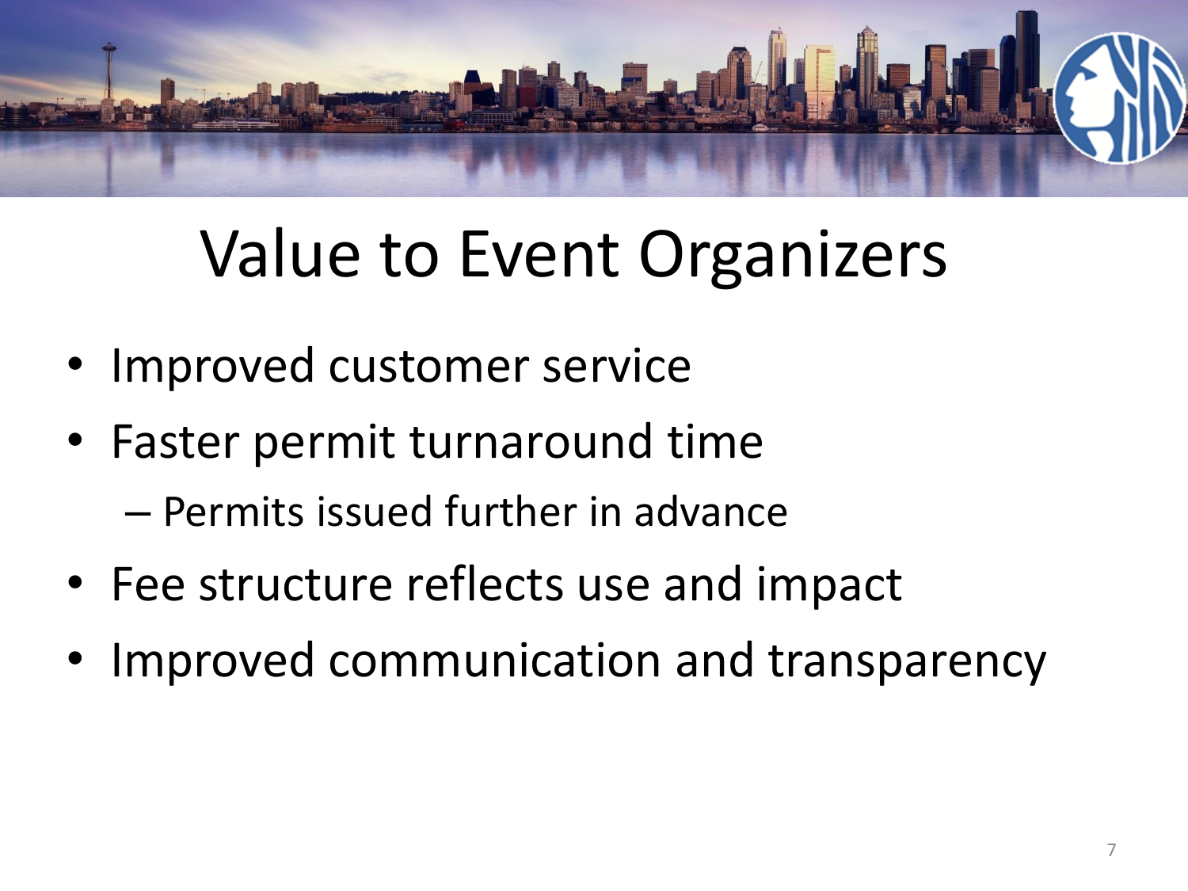# Value to Event Organizers

- Improved customer service
- Faster permit turnaround time
  - Permits issued further in advance
- Fee structure reflects use and impact
- Improved communication and transparency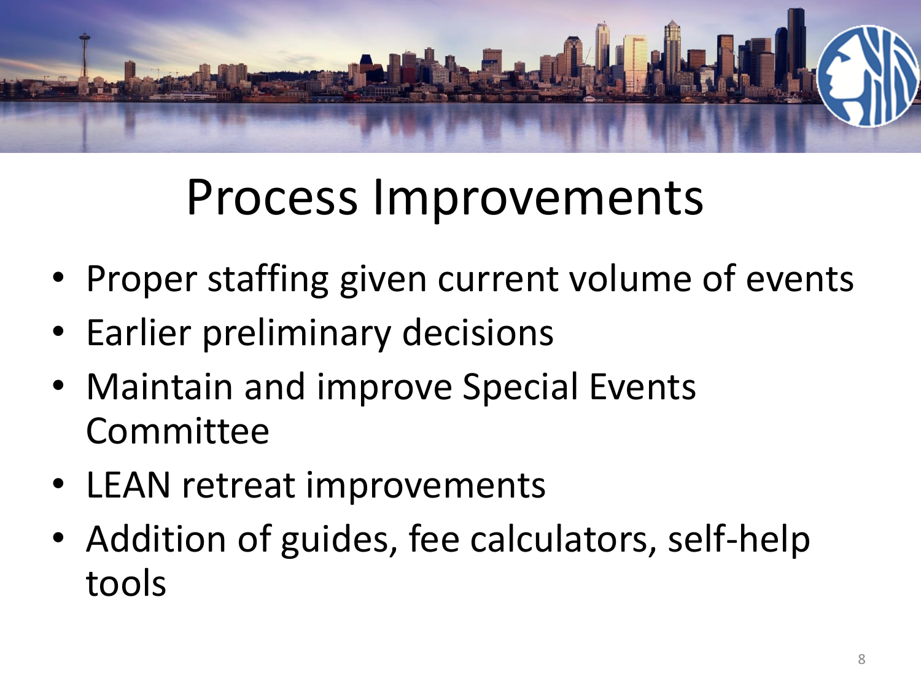# Process Improvements

- Proper staffing given current volume of events
- Earlier preliminary decisions
- Maintain and improve Special Events Committee
- LEAN retreat improvements
- Addition of guides, fee calculators, self-help tools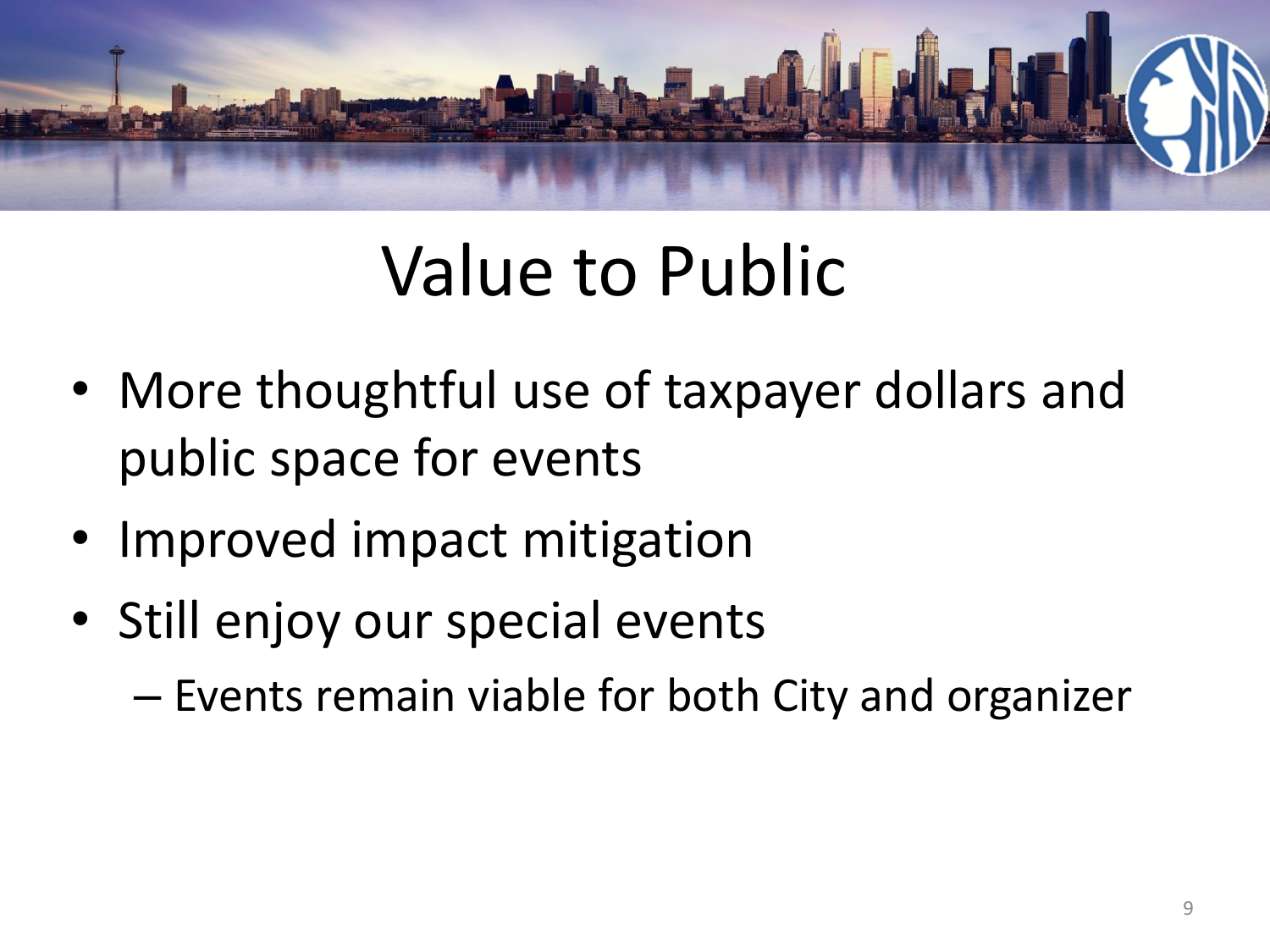# Value to Public

- More thoughtful use of taxpayer dollars and public space for events
- Improved impact mitigation
- Still enjoy our special events
  - Events remain viable for both City and organizer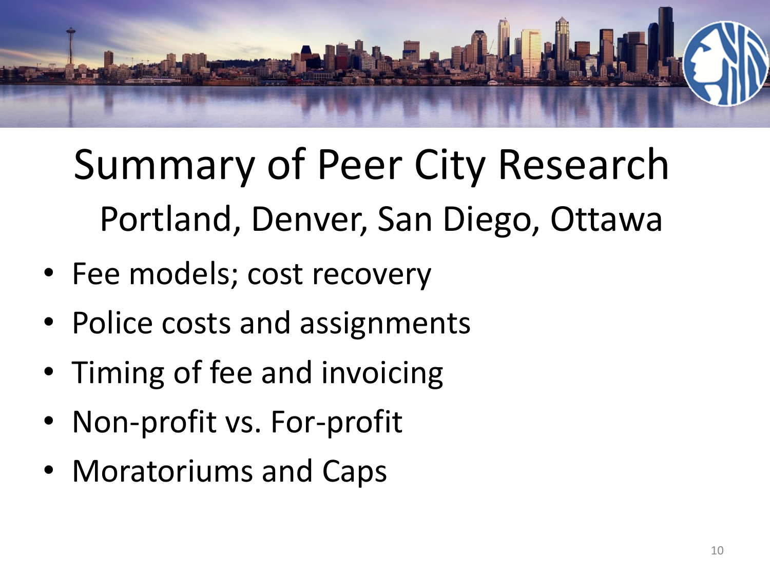# Summary of Peer City Research

## Portland, Denver, San Diego, Ottawa

- Fee models; cost recovery
- Police costs and assignments
- Timing of fee and invoicing
- Non-profit vs. For-profit
- Moratoriums and Caps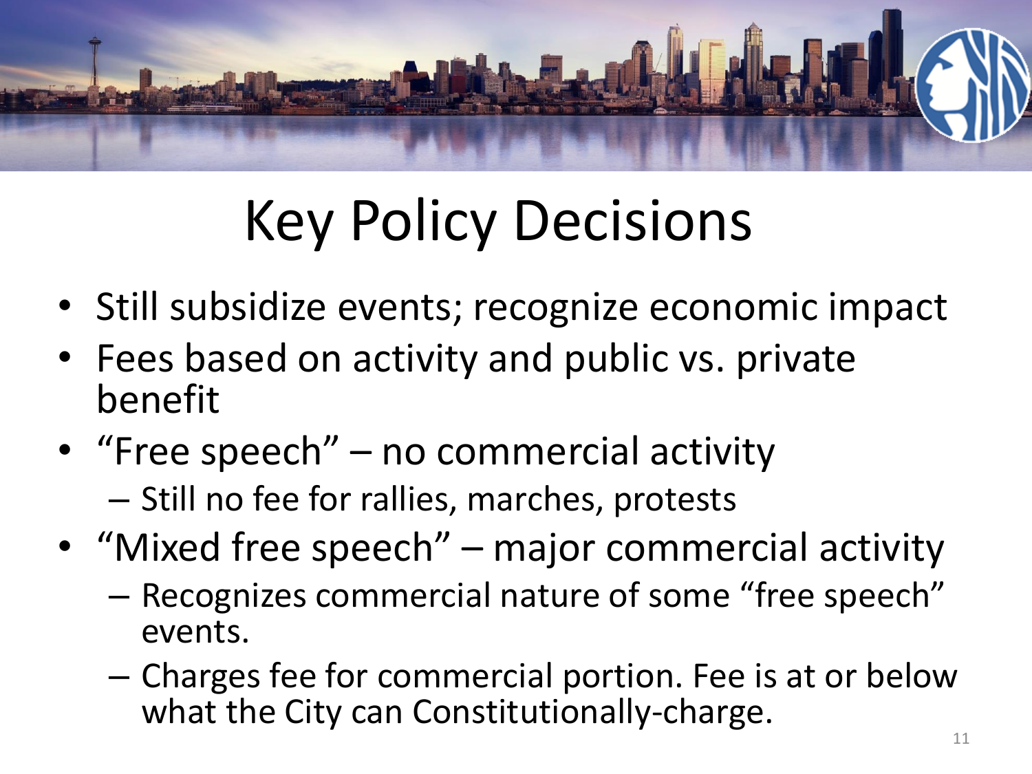# Key Policy Decisions

- Still subsidize events; recognize economic impact
- Fees based on activity and public vs. private benefit
- “Free speech” – no commercial activity
  - Still no fee for rallies, marches, protests
- “Mixed free speech” – major commercial activity
  - Recognizes commercial nature of some “free speech” events.
  - Charges fee for commercial portion. Fee is at or below what the City can Constitutionally-charge.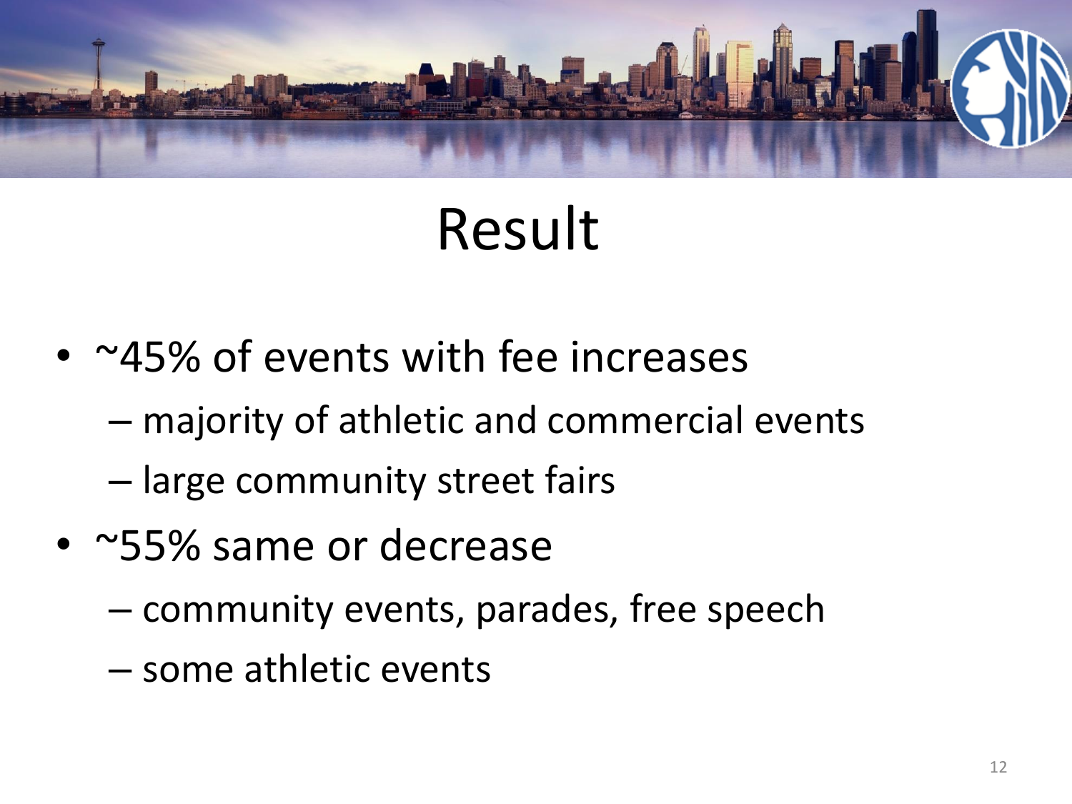# Result

- ~45% of events with fee increases
  - majority of athletic and commercial events
  - large community street fairs
- ~55% same or decrease
  - community events, parades, free speech
  - some athletic events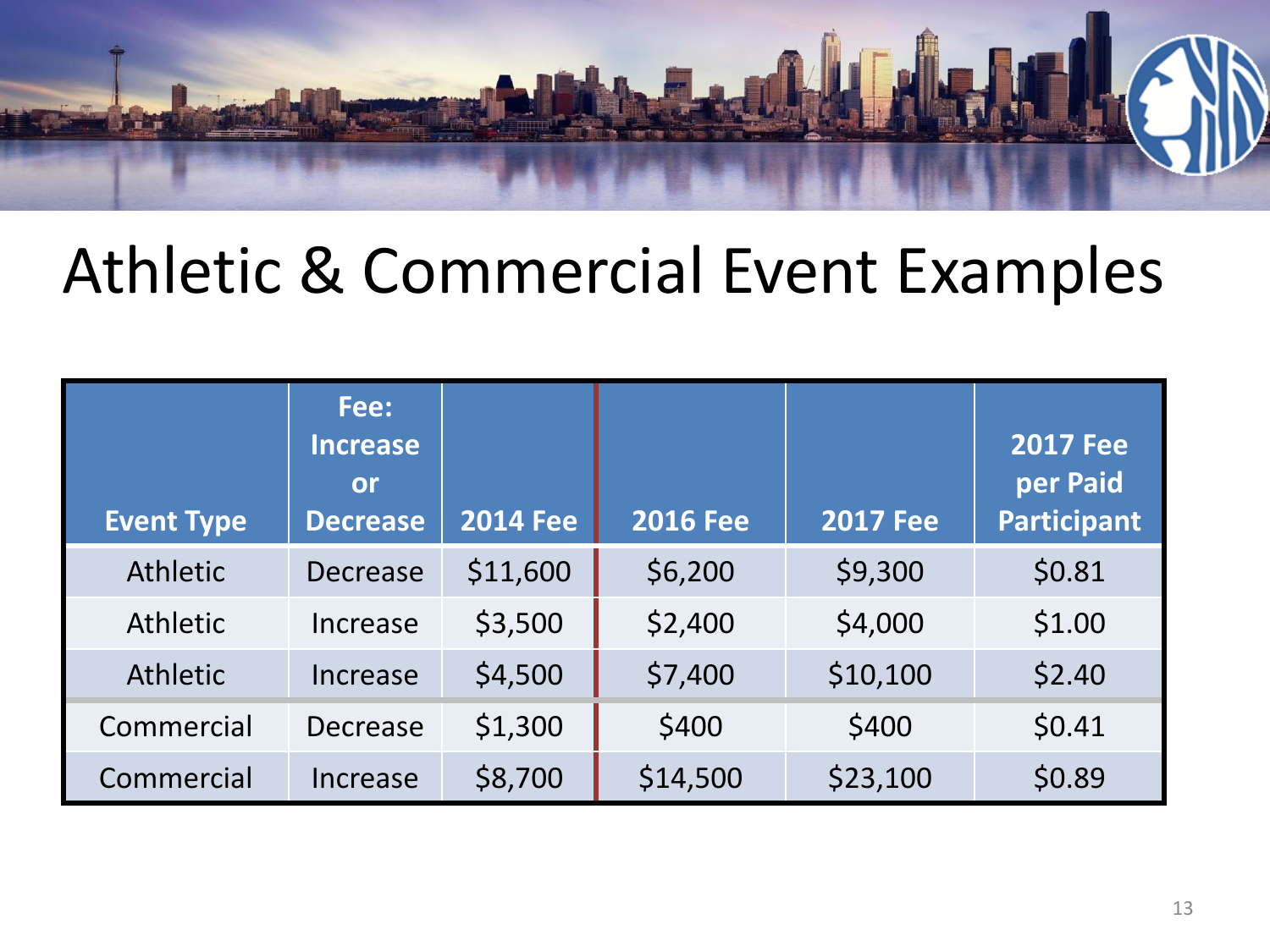# Athletic & Commercial Event Examples

| Event Type | Fee: Increase or Decrease | 2014 Fee | 2016 Fee | 2017 Fee | 2017 Fee per Paid Participant |
|---|---|---|---|---|---|
| Athletic | Decrease | $11,600 | $6,200 | $9,300 | $0.81 |
| Athletic | Increase | $3,500 | $2,400 | $4,000 | $1.00 |
| Athletic | Increase | $4,500 | $7,400 | $10,100 | $2.40 |
| Commercial | Decrease | $1,300 | $400 | $400 | $0.41 |
| Commercial | Increase | $8,700 | $14,500 | $23,100 | $0.89 |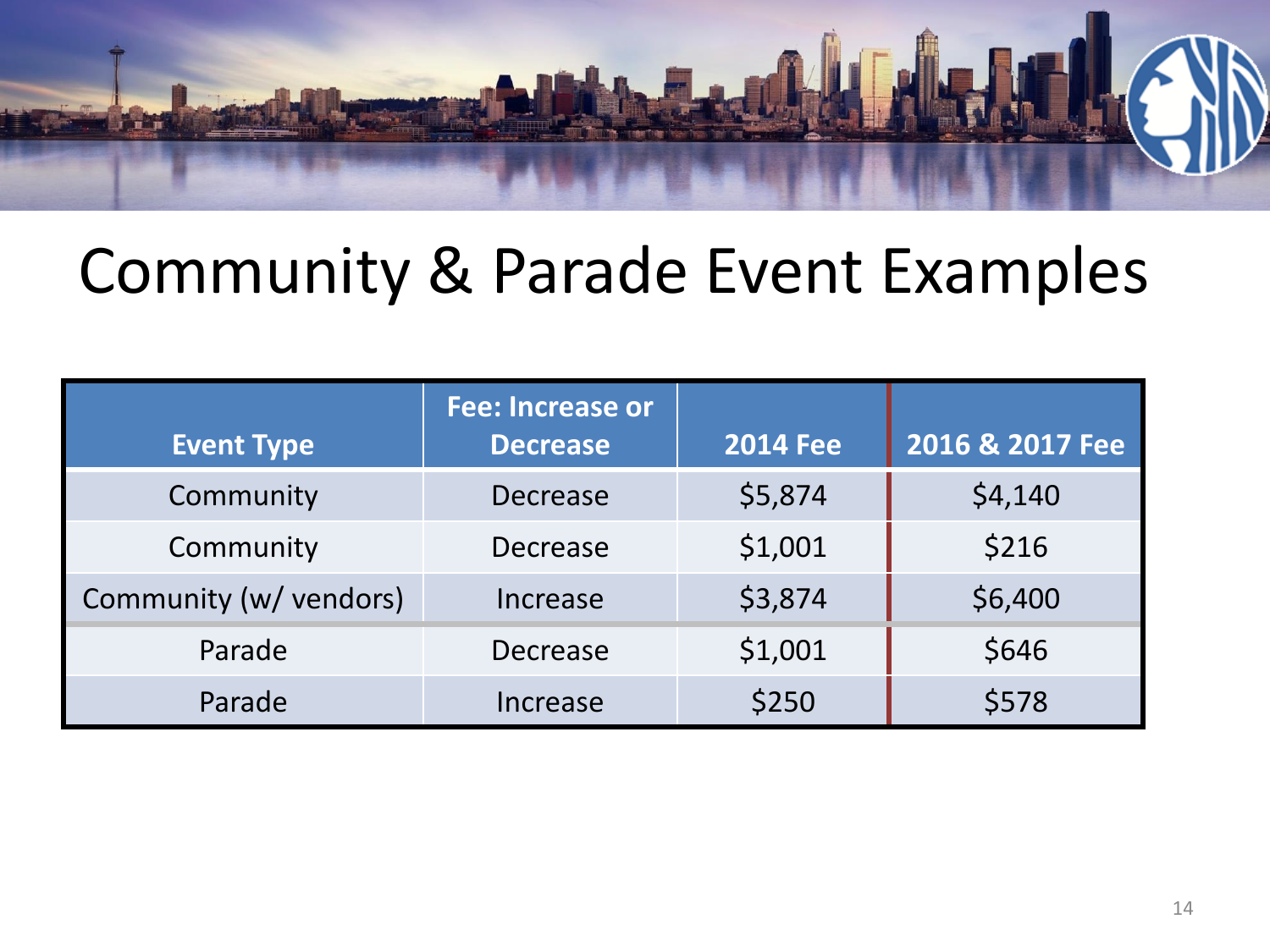# Community & Parade Event Examples

| Event Type | Fee: Increase or Decrease | 2014 Fee | 2016 & 2017 Fee |
| --- | --- | --- | --- |
| Community | Decrease | $5,874 | $4,140 |
| Community | Decrease | $1,001 | $216 |
| Community (w/ vendors) | Increase | $3,874 | $6,400 |
| Parade | Decrease | $1,001 | $646 |
| Parade | Increase | $250 | $578 |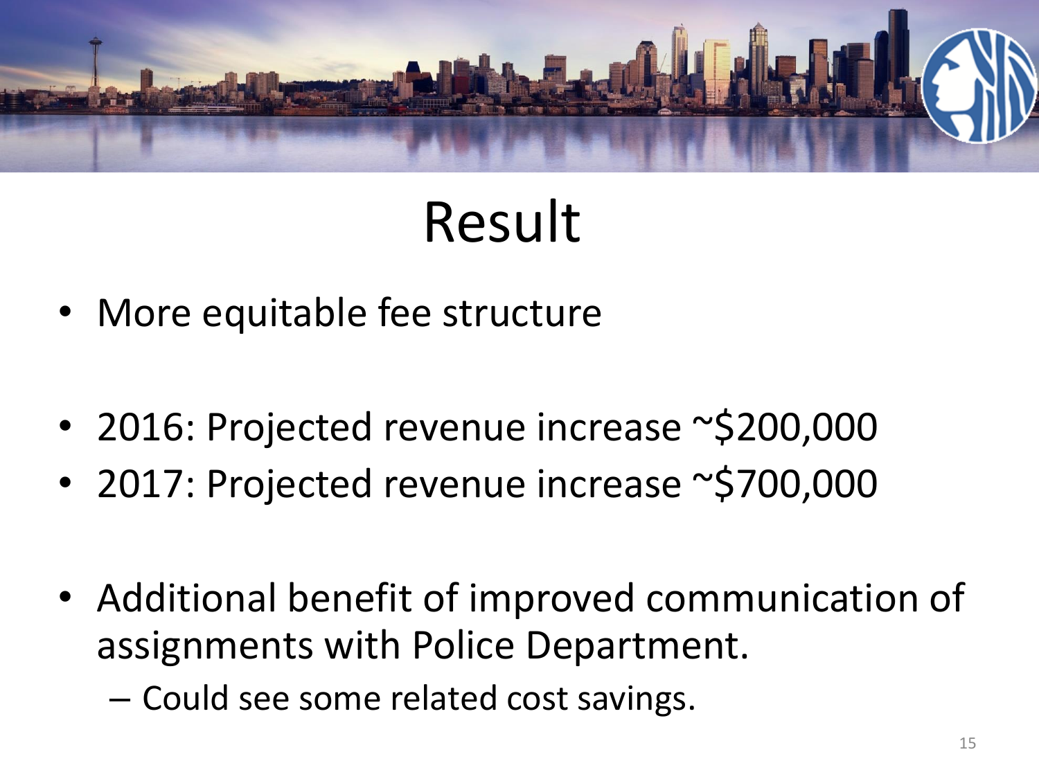# Result

- More equitable fee structure

- 2016: Projected revenue increase ~$200,000
- 2017: Projected revenue increase ~$700,000

- Additional benefit of improved communication of assignments with Police Department.
  - Could see some related cost savings.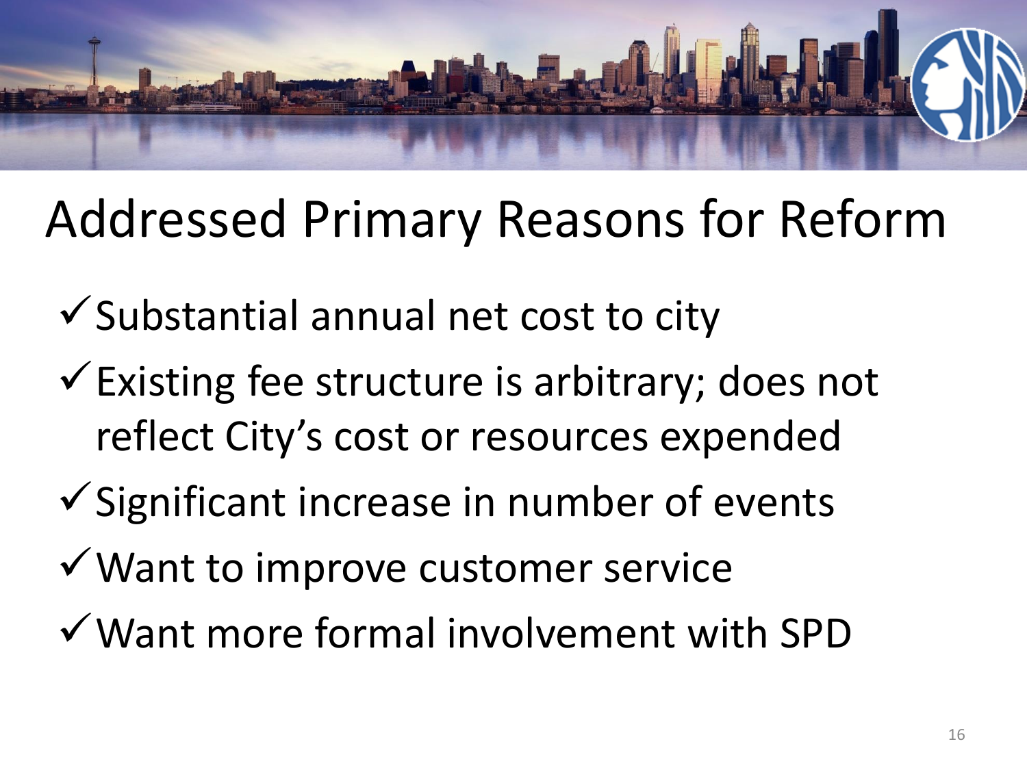# Addressed Primary Reasons for Reform

- ✓ Substantial annual net cost to city
- ✓ Existing fee structure is arbitrary; does not reflect City's cost or resources expended
- ✓ Significant increase in number of events
- ✓ Want to improve customer service
- ✓ Want more formal involvement with SPD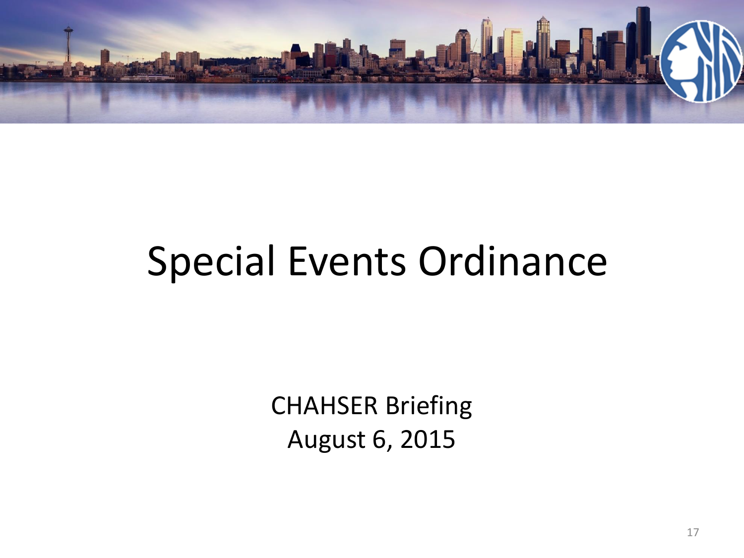# Special Events Ordinance

CHAHSER Briefing
August 6, 2015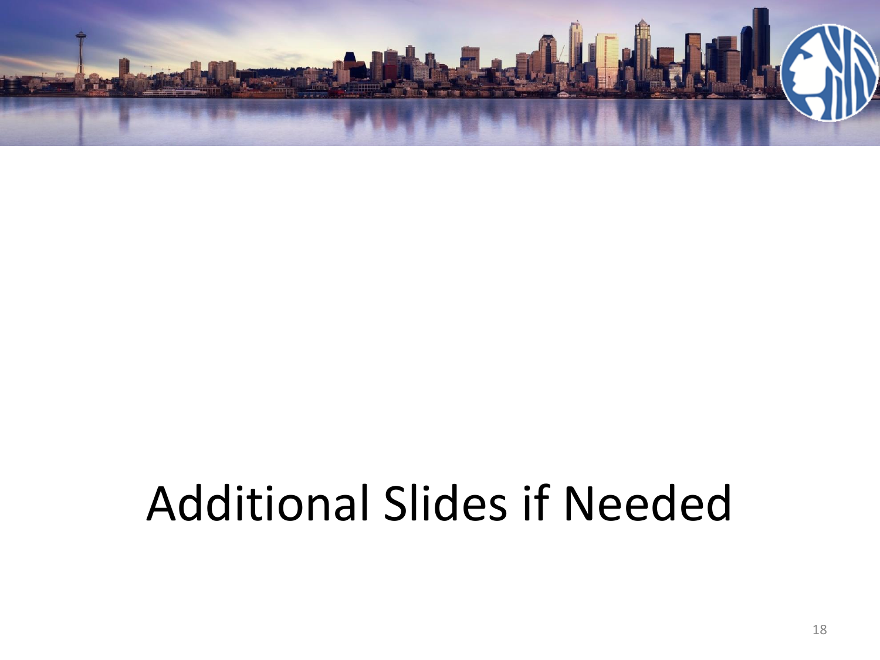# Additional Slides if Needed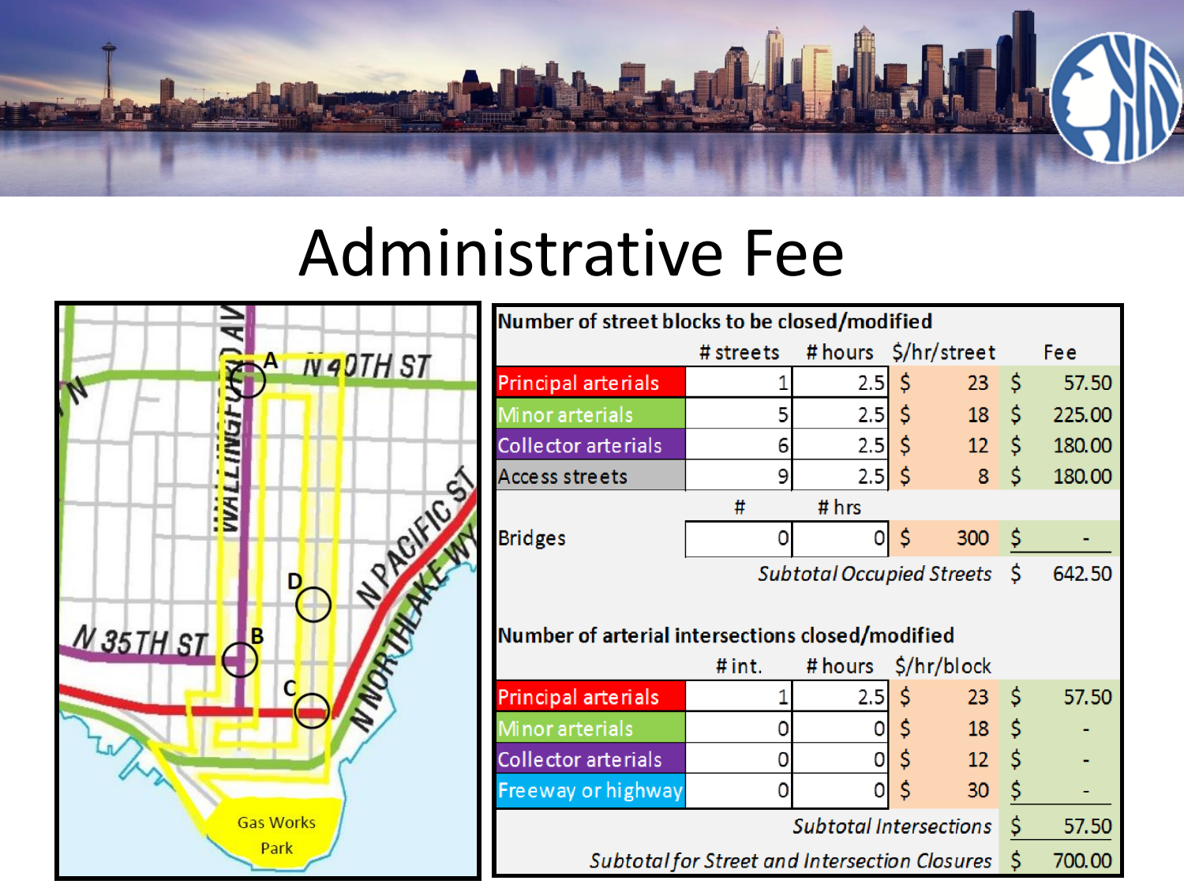# Administrative Fee

| Number of street blocks to be closed/modified | # streets | # hours | $/hr/street | Fee |
|---|---|---|---|---|
| Principal arterials | 1 | 2.5 | $ 23 | $ 57.50 |
| Minor arterials | 5 | 2.5 | $ 18 | $ 225.00 |
| Collector arterials | 6 | 2.5 | $ 12 | $ 180.00 |
| Access streets | 9 | 2.5 | $ 8 | $ 180.00 |
| | # | # hrs | | |
| Bridges | 0 | 0 | $ 300 | $ - |
| | | | *Subtotal Occupied Streets* | $ 642.50 |
| **Number of arterial intersections closed/modified** | # int. | # hours | $/hr/block | |
| Principal arterials | 1 | 2.5 | $ 23 | $ 57.50 |
| Minor arterials | 0 | 0 | $ 18 | $ - |
| Collector arterials | 0 | 0 | $ 12 | $ - |
| Freeway or highway | 0 | 0 | $ 30 | $ - |
| | | | *Subtotal Intersections* | $ 57.50 |
| | | | *Subtotal for Street and Intersection Closures* | $ 700.00 |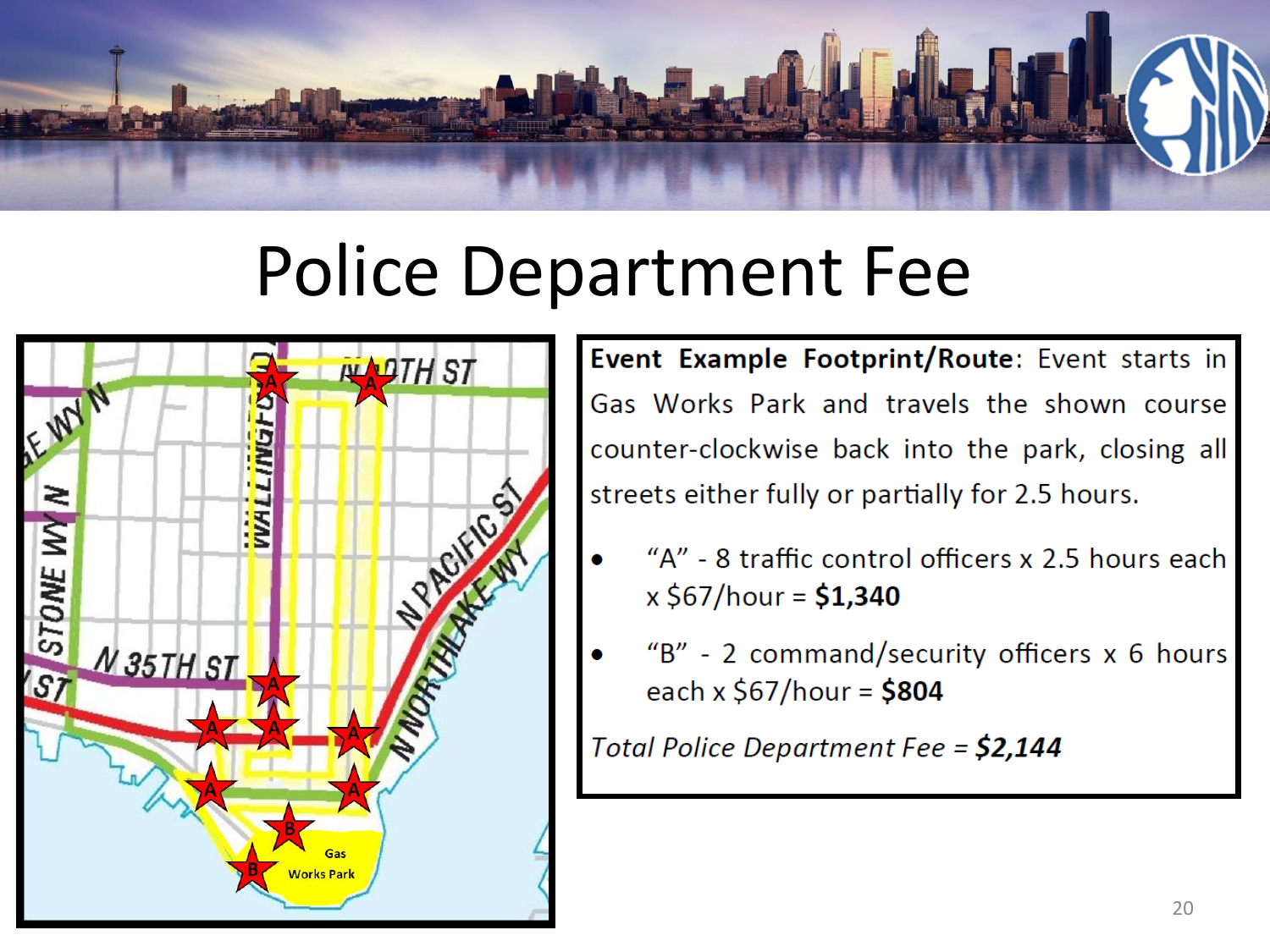# Police Department Fee

**Event Example Footprint/Route**: Event starts in Gas Works Park and travels the shown course counter-clockwise back into the park, closing all streets either fully or partially for 2.5 hours.

- "A" - 8 traffic control officers x 2.5 hours each x $67/hour = **$1,340**
- "B" - 2 command/security officers x 6 hours each x $67/hour = **$804**

*Total Police Department Fee = **$2,144***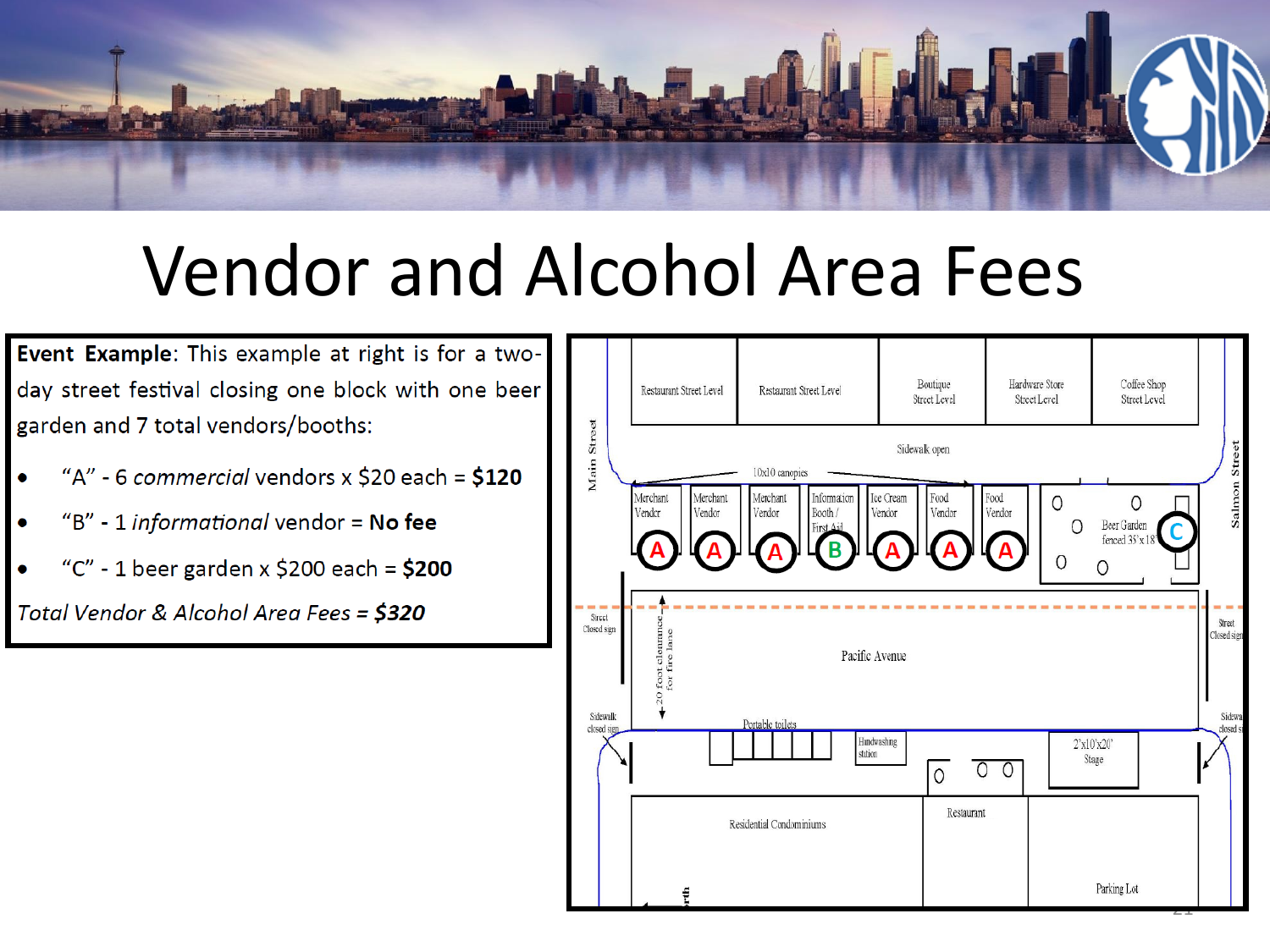# Vendor and Alcohol Area Fees

**Event Example**: This example at right is for a two-day street festival closing one block with one beer garden and 7 total vendors/booths:

- “A” - 6 *commercial* vendors x $20 each = **$120**
- “B” - 1 *informational* vendor = **No fee**
- “C” - 1 beer garden x $200 each = **$200**

*Total Vendor & Alcohol Area Fees =* ***$320***

Restaurant Street Level | Restaurant Street Level | Boutique Street Level | Hardware Store Street Level | Coffee Shop Street Level

Main Street | Salmon Street

Sidewalk open

10x10 canopies

Merchant Vendor (A) | Merchant Vendor (A) | Merchant Vendor (A) | Information Booth / First Aid (B) | Ice Cream Vendor (A) | Food Vendor (A) | Food Vendor (A) | Beer Garden fenced 35'x18' (C)

Street Closed sign | Street Closed sign

20 foot clearance for fire lane

Pacific Avenue

Sidewalk closed sign | Sidewalk closed sign

Portable toilets | Handwashing station | 2'x10'x20' Stage

Residential Condominiums | Restaurant | Parking Lot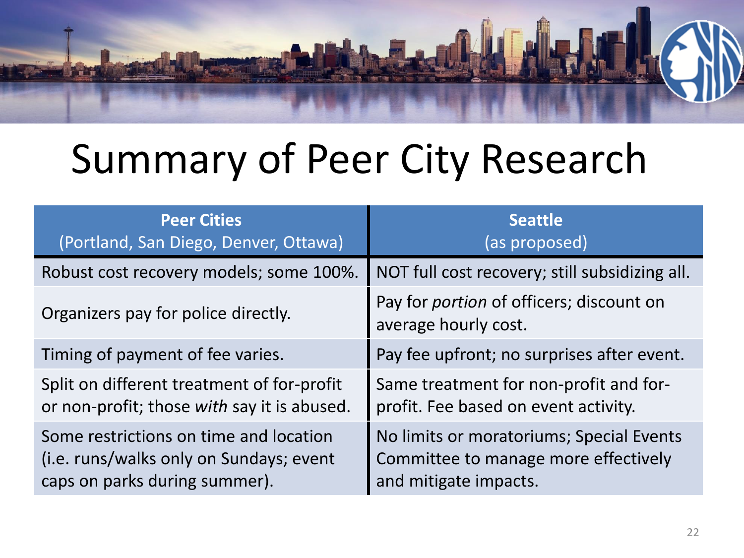# Summary of Peer City Research

| **Peer Cities** (Portland, San Diego, Denver, Ottawa) | **Seattle** (as proposed) |
|---|---|
| Robust cost recovery models; some 100%. | NOT full cost recovery; still subsidizing all. |
| Organizers pay for police directly. | Pay for *portion* of officers; discount on average hourly cost. |
| Timing of payment of fee varies. | Pay fee upfront; no surprises after event. |
| Split on different treatment of for-profit or non-profit; those *with* say it is abused. | Same treatment for non-profit and for-profit. Fee based on event activity. |
| Some restrictions on time and location (i.e. runs/walks only on Sundays; event caps on parks during summer). | No limits or moratoriums; Special Events Committee to manage more effectively and mitigate impacts. |